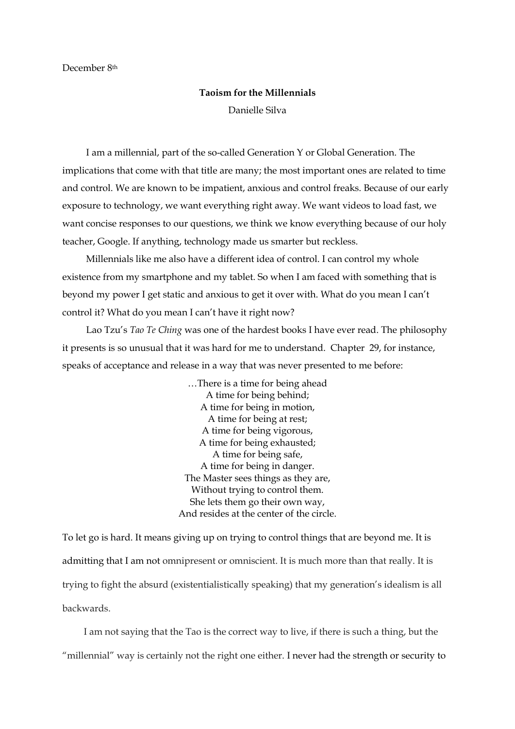December 8th

**Taosim for the Millennials**

Danielle Silva

I am a millennial, part of the so-called Generation Y or Global Generation. The implications that come with that title are many; the most important ones are related to time and control. We are known to be impatient, anxious and control freaks. Because of our early exposure to technology, we want everything right away. We want videos to load fast, we want concise responses to our questions, we think we know everything because of our holy teacher, Google. If anything, technology made us smarter but reckless.

Millennials like me also have a different idea of control. I can control my whole existence from my smartphone and my tablet. So when I am faced with something that is beyond my power I get static and anxious to get it over with. What do you mean I can't control it? What do you mean I can't have it right now?

Lao Tzu's *Tao Te Ching* was one of the hardest books I have ever read. The philosophy it presents is so unusual that it was hard for me to understand. Chapter 29, for instance, speaks of acceptance and release in a way that was never presented to me before:

> …There is a time for being ahead
> A time for being behind;
> A time for being in motion,
> A time for being at rest;
> A time for being vigorous,
> A time for being exhausted;
> A time for being safe,
> A time for being in danger.
> The Master sees things as they are,
> Without trying to control them.
> She lets them go their own way,
> And resides at the center of the circle.

To let go is hard. It means giving up on trying to control things that are beyond me. It is admitting that I am not omnipresent or omniscient. It is much more than that really. It is trying to fight the absurd (existentialistically speaking) that my generation's idealism is all backwards.

I am not saying that the Tao is the correct way to live, if there is such a thing, but the "millennial" way is certainly not the right one either. I never had the strength or security to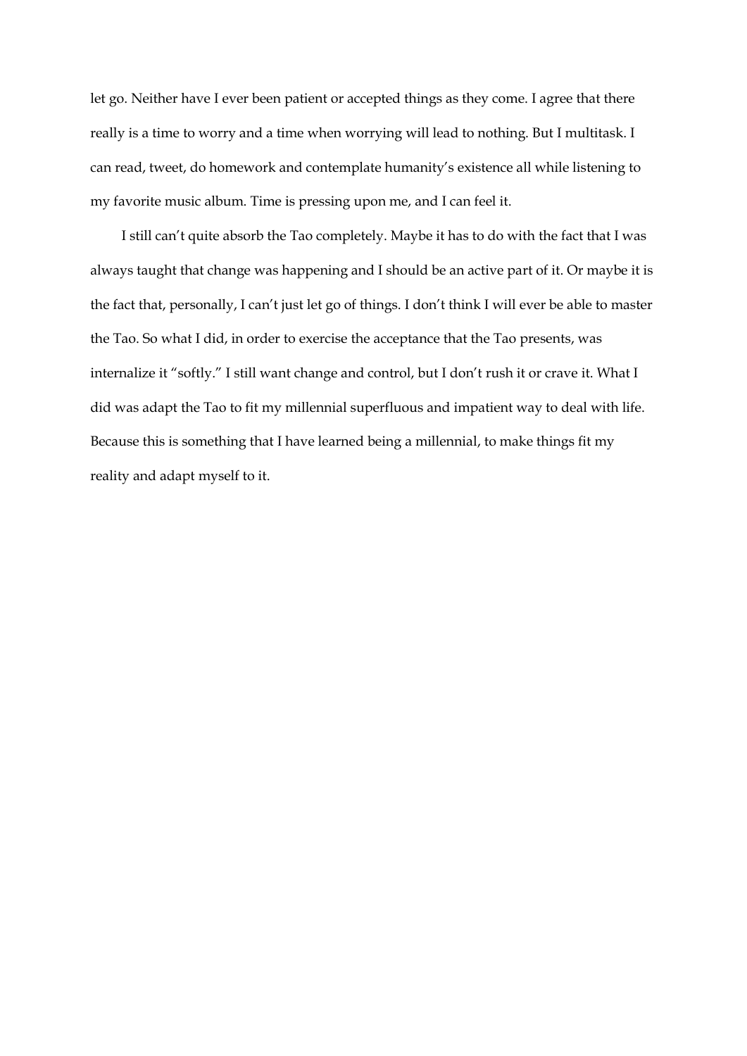let go. Neither have I ever been patient or accepted things as they come. I agree that there really is a time to worry and a time when worrying will lead to nothing. But I multitask. I can read, tweet, do homework and contemplate humanity's existence all while listening to my favorite music album. Time is pressing upon me, and I can feel it.

I still can't quite absorb the Tao completely. Maybe it has to do with the fact that I was always taught that change was happening and I should be an active part of it. Or maybe it is the fact that, personally, I can't just let go of things. I don't think I will ever be able to master the Tao. So what I did, in order to exercise the acceptance that the Tao presents, was internalize it "softly." I still want change and control, but I don't rush it or crave it. What I did was adapt the Tao to fit my millennial superfluous and impatient way to deal with life. Because this is something that I have learned being a millennial, to make things fit my reality and adapt myself to it.